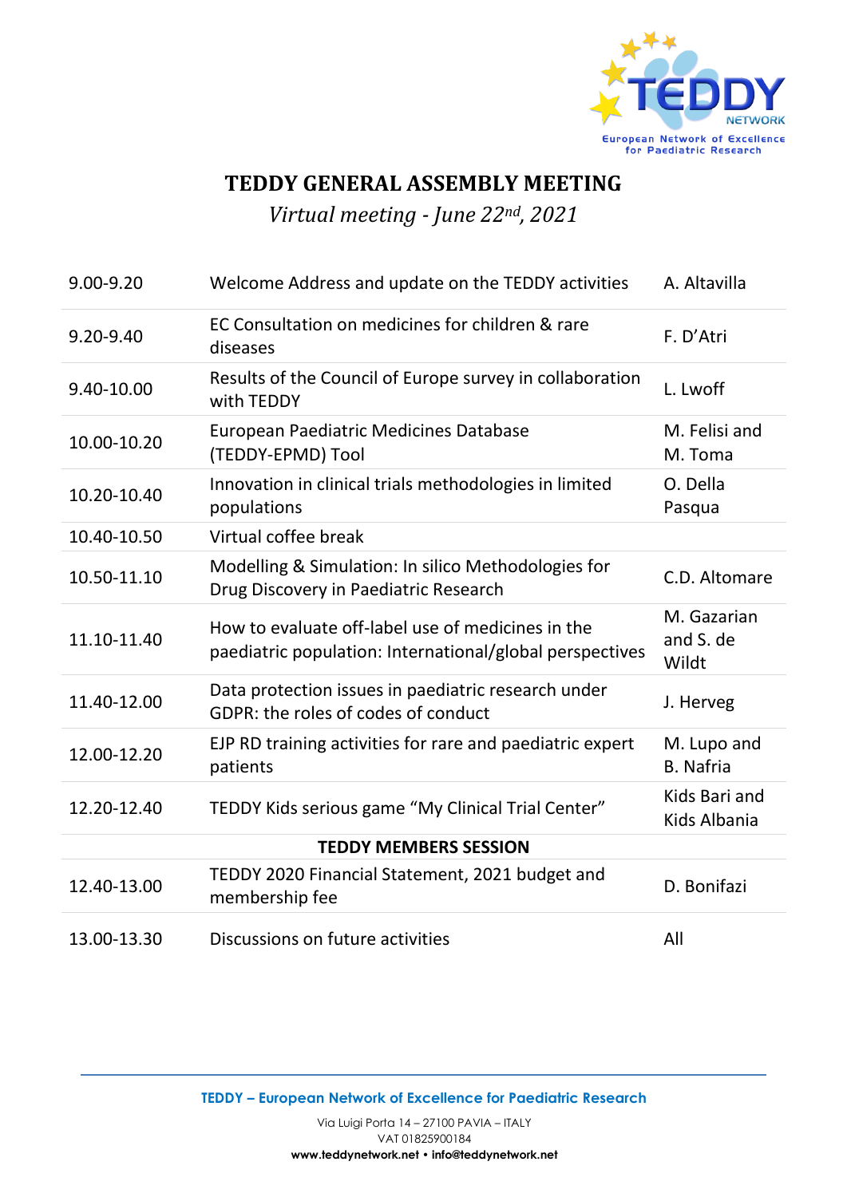# TEDDY GENERAL ASSEMBLY MEETING

*Virtual meeting - June 22nd, 2021*

| | | |
|---|---|---|
| 9.00-9.20 | Welcome Address and update on the TEDDY activities | A. Altavilla |
| 9.20-9.40 | EC Consultation on medicines for children & rare diseases | F. D'Atri |
| 9.40-10.00 | Results of the Council of Europe survey in collaboration with TEDDY | L. Lwoff |
| 10.00-10.20 | European Paediatric Medicines Database (TEDDY-EPMD) Tool | M. Felisi and M. Toma |
| 10.20-10.40 | Innovation in clinical trials methodologies in limited populations | O. Della Pasqua |
| 10.40-10.50 | Virtual coffee break | |
| 10.50-11.10 | Modelling & Simulation: In silico Methodologies for Drug Discovery in Paediatric Research | C.D. Altomare |
| 11.10-11.40 | How to evaluate off-label use of medicines in the paediatric population: International/global perspectives | M. Gazarian and S. de Wildt |
| 11.40-12.00 | Data protection issues in paediatric research under GDPR: the roles of codes of conduct | J. Herveg |
| 12.00-12.20 | EJP RD training activities for rare and paediatric expert patients | M. Lupo and B. Nafria |
| 12.20-12.40 | TEDDY Kids serious game "My Clinical Trial Center" | Kids Bari and Kids Albania |
| | **TEDDY MEMBERS SESSION** | |
| 12.40-13.00 | TEDDY 2020 Financial Statement, 2021 budget and membership fee | D. Bonifazi |
| 13.00-13.30 | Discussions on future activities | All |

**TEDDY – European Network of Excellence for Paediatric Research**

Via Luigi Porta 14 – 27100 PAVIA – ITALY
VAT 01825900184
**www.teddynetwork.net • info@teddynetwork.net**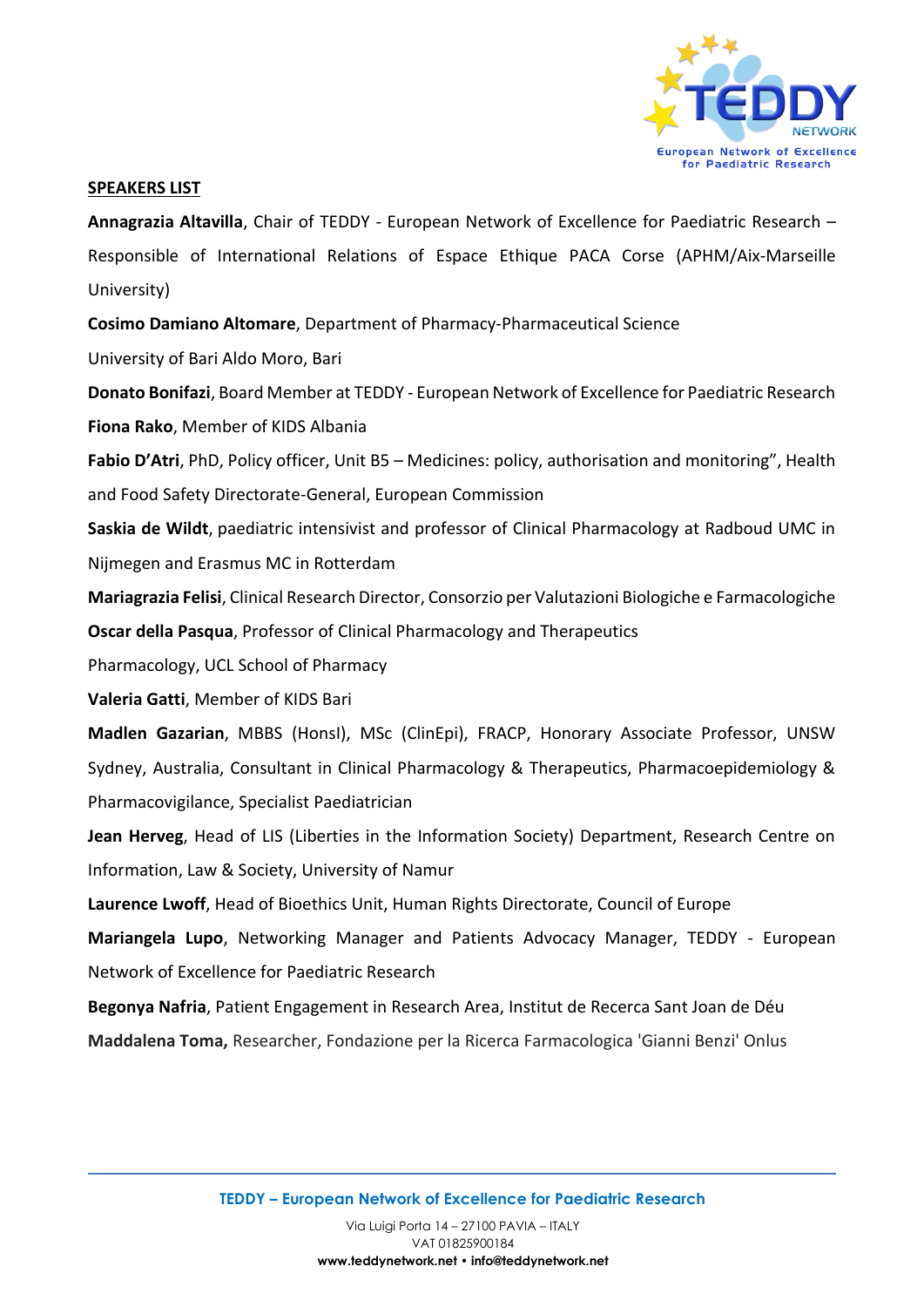**SPEAKERS LIST**

**Annagrazia Altavilla**, Chair of TEDDY - European Network of Excellence for Paediatric Research – Responsible of International Relations of Espace Ethique PACA Corse (APHM/Aix-Marseille University)

**Cosimo Damiano Altomare**, Department of Pharmacy-Pharmaceutical Science

University of Bari Aldo Moro, Bari

**Donato Bonifazi**, Board Member at TEDDY - European Network of Excellence for Paediatric Research

**Fiona Rako**, Member of KIDS Albania

**Fabio D'Atri**, PhD, Policy officer, Unit B5 – Medicines: policy, authorisation and monitoring", Health and Food Safety Directorate-General, European Commission

**Saskia de Wildt**, paediatric intensivist and professor of Clinical Pharmacology at Radboud UMC in Nijmegen and Erasmus MC in Rotterdam

**Mariagrazia Felisi**, Clinical Research Director, Consorzio per Valutazioni Biologiche e Farmacologiche

**Oscar della Pasqua**, Professor of Clinical Pharmacology and Therapeutics

Pharmacology, UCL School of Pharmacy

**Valeria Gatti**, Member of KIDS Bari

**Madlen Gazarian**, MBBS (HonsI), MSc (ClinEpi), FRACP, Honorary Associate Professor, UNSW Sydney, Australia, Consultant in Clinical Pharmacology & Therapeutics, Pharmacoepidemiology & Pharmacovigilance, Specialist Paediatrician

**Jean Herveg**, Head of LIS (Liberties in the Information Society) Department, Research Centre on Information, Law & Society, University of Namur

**Laurence Lwoff**, Head of Bioethics Unit, Human Rights Directorate, Council of Europe

**Mariangela Lupo**, Networking Manager and Patients Advocacy Manager, TEDDY - European Network of Excellence for Paediatric Research

**Begonya Nafria**, Patient Engagement in Research Area, Institut de Recerca Sant Joan de Déu

**Maddalena Toma,** Researcher, Fondazione per la Ricerca Farmacologica 'Gianni Benzi' Onlus